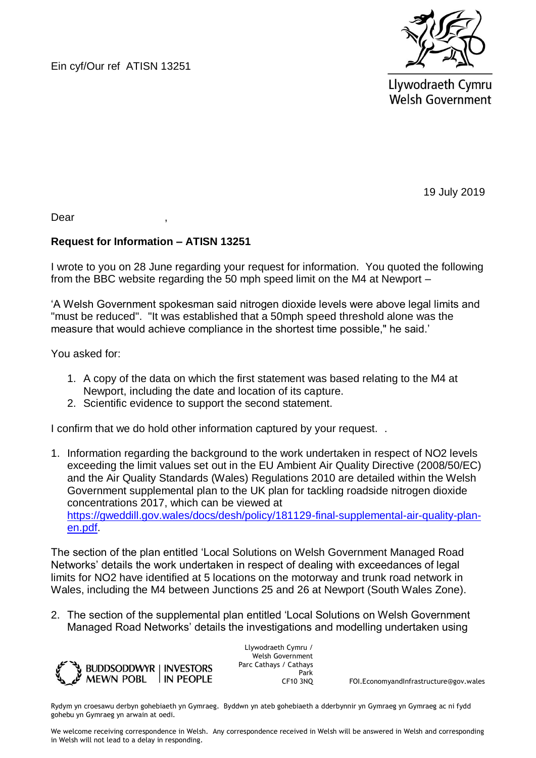Ein cyf/Our ref ATISN 13251

Llywodraeth Cymru
Welsh Government

19 July 2019

Dear ,

**Request for Information – ATISN 13251**

I wrote to you on 28 June regarding your request for information. You quoted the following from the BBC website regarding the 50 mph speed limit on the M4 at Newport –

'A Welsh Government spokesman said nitrogen dioxide levels were above legal limits and "must be reduced". "It was established that a 50mph speed threshold alone was the measure that would achieve compliance in the shortest time possible," he said.'

You asked for:

1. A copy of the data on which the first statement was based relating to the M4 at Newport, including the date and location of its capture.
2. Scientific evidence to support the second statement.

I confirm that we do hold other information captured by your request. .

1. Information regarding the background to the work undertaken in respect of $NO_2$ levels exceeding the limit values set out in the EU Ambient Air Quality Directive (2008/50/EC) and the Air Quality Standards (Wales) Regulations 2010 are detailed within the Welsh Government supplemental plan to the UK plan for tackling roadside nitrogen dioxide concentrations 2017, which can be viewed at [https://gweddill.gov.wales/docs/desh/policy/181129-final-supplemental-air-quality-plan-en.pdf](https://gweddill.gov.wales/docs/desh/policy/181129-final-supplemental-air-quality-plan-en.pdf).

The section of the plan entitled 'Local Solutions on Welsh Government Managed Road Networks' details the work undertaken in respect of dealing with exceedances of legal limits for $NO_2$ have identified at 5 locations on the motorway and trunk road network in Wales, including the M4 between Junctions 25 and 26 at Newport (South Wales Zone).

2. The section of the supplemental plan entitled 'Local Solutions on Welsh Government Managed Road Networks' details the investigations and modelling undertaken using

BUDDSODDWYR MEWN POBL | INVESTORS IN PEOPLE

Llywodraeth Cymru / Welsh Government
Parc Cathays / Cathays Park
CF10 3NQ

FOI.EconomyandInfrastructure@gov.wales

Rydym yn croesawu derbyn gohebiaeth yn Gymraeg. Byddwn yn ateb gohebiaeth a dderbynnir yn Gymraeg yn Gymraeg ac ni fydd gohebu yn Gymraeg yn arwain at oedi.

We welcome receiving correspondence in Welsh. Any correspondence received in Welsh will be answered in Welsh and corresponding in Welsh will not lead to a delay in responding.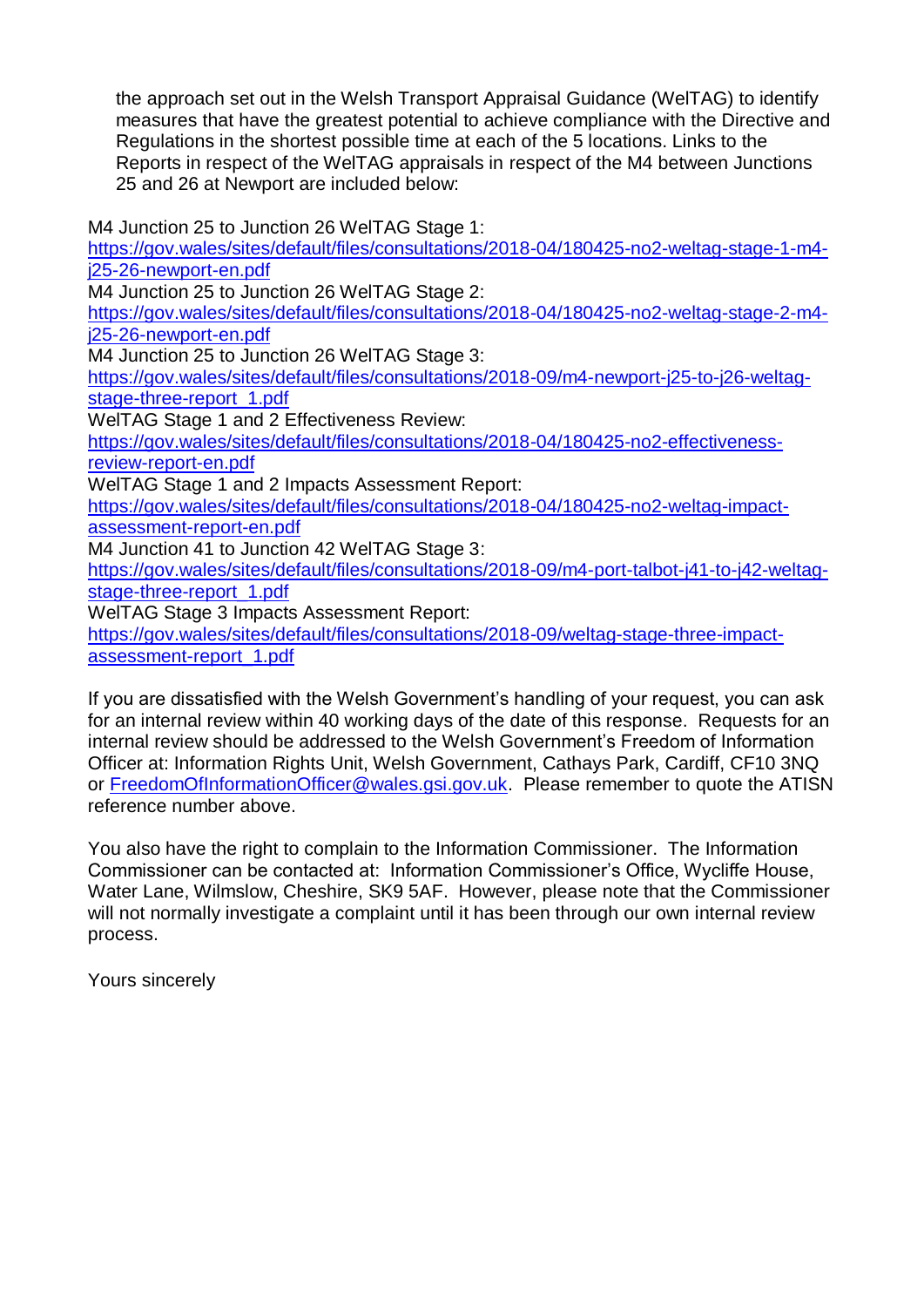the approach set out in the Welsh Transport Appraisal Guidance (WelTAG) to identify measures that have the greatest potential to achieve compliance with the Directive and Regulations in the shortest possible time at each of the 5 locations. Links to the Reports in respect of the WelTAG appraisals in respect of the M4 between Junctions 25 and 26 at Newport are included below:

M4 Junction 25 to Junction 26 WelTAG Stage 1:
https://gov.wales/sites/default/files/consultations/2018-04/180425-no2-weltag-stage-1-m4-j25-26-newport-en.pdf
M4 Junction 25 to Junction 26 WelTAG Stage 2:
https://gov.wales/sites/default/files/consultations/2018-04/180425-no2-weltag-stage-2-m4-j25-26-newport-en.pdf
M4 Junction 25 to Junction 26 WelTAG Stage 3:
https://gov.wales/sites/default/files/consultations/2018-09/m4-newport-j25-to-j26-weltag-stage-three-report_1.pdf
WelTAG Stage 1 and 2 Effectiveness Review:
https://gov.wales/sites/default/files/consultations/2018-04/180425-no2-effectiveness-review-report-en.pdf
WelTAG Stage 1 and 2 Impacts Assessment Report:
https://gov.wales/sites/default/files/consultations/2018-04/180425-no2-weltag-impact-assessment-report-en.pdf
M4 Junction 41 to Junction 42 WelTAG Stage 3:
https://gov.wales/sites/default/files/consultations/2018-09/m4-port-talbot-j41-to-j42-weltag-stage-three-report_1.pdf
WelTAG Stage 3 Impacts Assessment Report:
https://gov.wales/sites/default/files/consultations/2018-09/weltag-stage-three-impact-assessment-report_1.pdf

If you are dissatisfied with the Welsh Government's handling of your request, you can ask for an internal review within 40 working days of the date of this response. Requests for an internal review should be addressed to the Welsh Government's Freedom of Information Officer at: Information Rights Unit, Welsh Government, Cathays Park, Cardiff, CF10 3NQ or FreedomOfInformationOfficer@wales.gsi.gov.uk. Please remember to quote the ATISN reference number above.

You also have the right to complain to the Information Commissioner. The Information Commissioner can be contacted at: Information Commissioner's Office, Wycliffe House, Water Lane, Wilmslow, Cheshire, SK9 5AF. However, please note that the Commissioner will not normally investigate a complaint until it has been through our own internal review process.

Yours sincerely